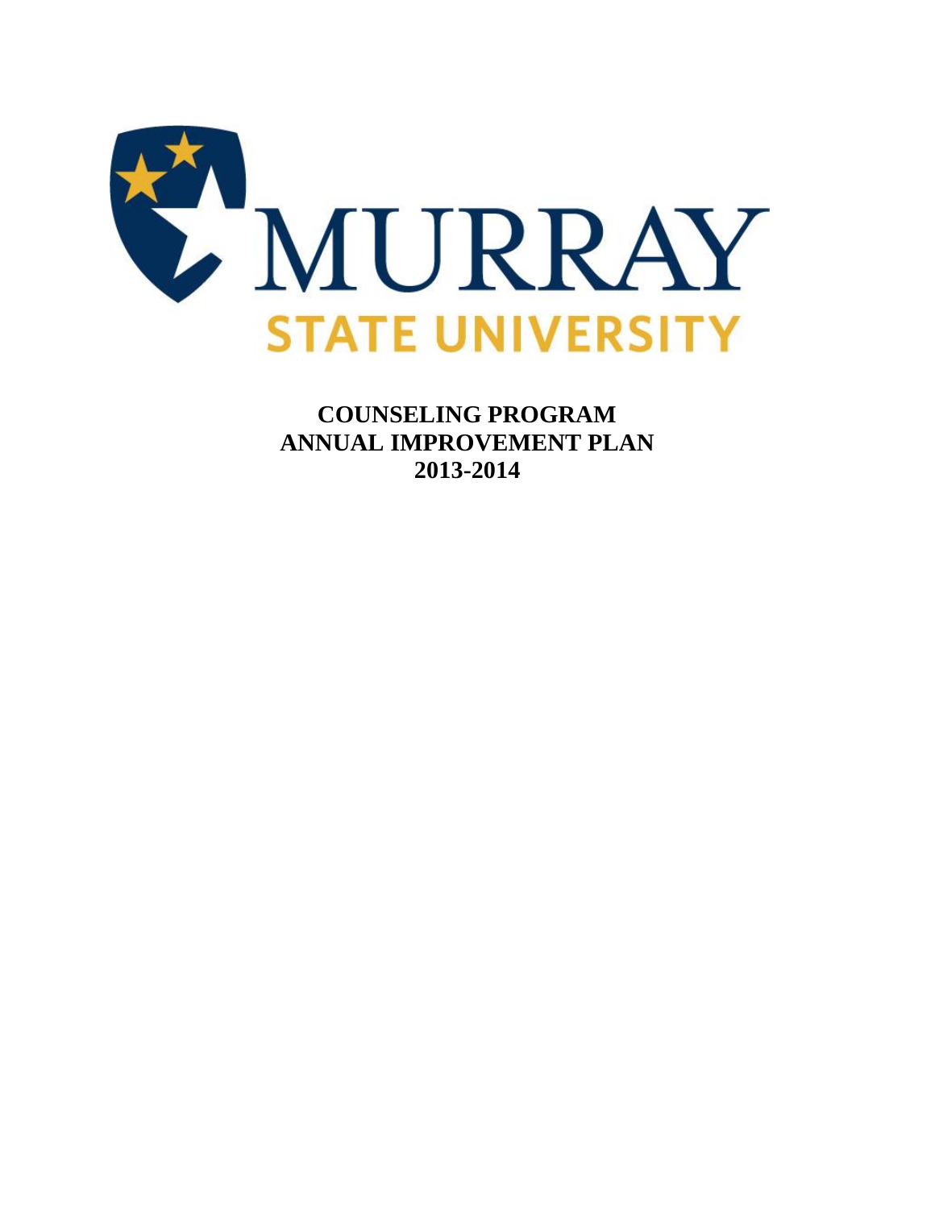MURRAY STATE UNIVERSITY

# COUNSELING PROGRAM
# ANNUAL IMPROVEMENT PLAN
# 2013-2014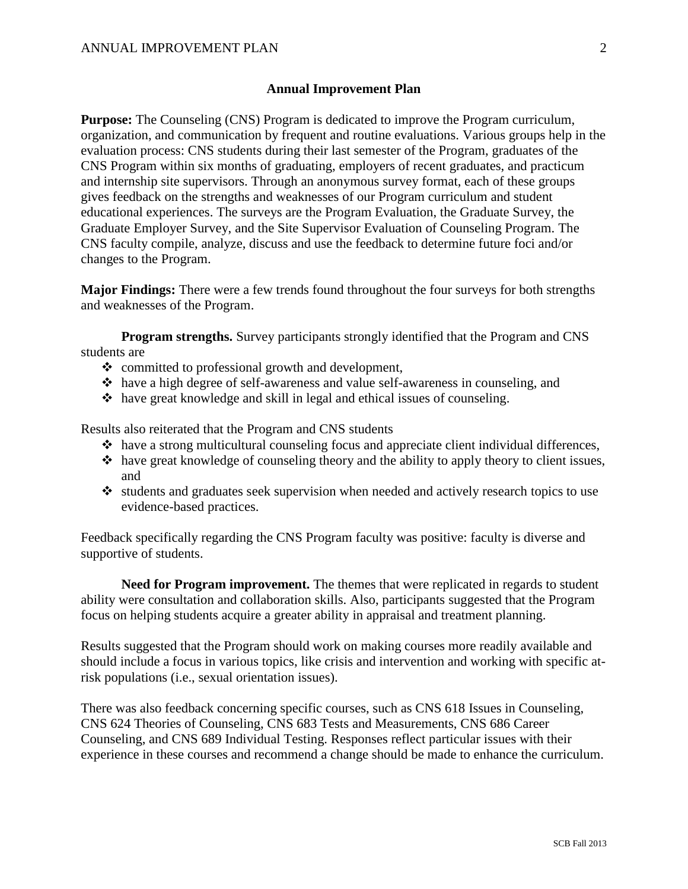## Annual Improvement Plan

**Purpose:** The Counseling (CNS) Program is dedicated to improve the Program curriculum, organization, and communication by frequent and routine evaluations. Various groups help in the evaluation process: CNS students during their last semester of the Program, graduates of the CNS Program within six months of graduating, employers of recent graduates, and practicum and internship site supervisors. Through an anonymous survey format, each of these groups gives feedback on the strengths and weaknesses of our Program curriculum and student educational experiences. The surveys are the Program Evaluation, the Graduate Survey, the Graduate Employer Survey, and the Site Supervisor Evaluation of Counseling Program. The CNS faculty compile, analyze, discuss and use the feedback to determine future foci and/or changes to the Program.

**Major Findings:** There were a few trends found throughout the four surveys for both strengths and weaknesses of the Program.

**Program strengths.** Survey participants strongly identified that the Program and CNS students are

- committed to professional growth and development,
- have a high degree of self-awareness and value self-awareness in counseling, and
- have great knowledge and skill in legal and ethical issues of counseling.

Results also reiterated that the Program and CNS students

- have a strong multicultural counseling focus and appreciate client individual differences,
- have great knowledge of counseling theory and the ability to apply theory to client issues, and
- students and graduates seek supervision when needed and actively research topics to use evidence-based practices.

Feedback specifically regarding the CNS Program faculty was positive: faculty is diverse and supportive of students.

**Need for Program improvement.** The themes that were replicated in regards to student ability were consultation and collaboration skills. Also, participants suggested that the Program focus on helping students acquire a greater ability in appraisal and treatment planning.

Results suggested that the Program should work on making courses more readily available and should include a focus in various topics, like crisis and intervention and working with specific at-risk populations (i.e., sexual orientation issues).

There was also feedback concerning specific courses, such as CNS 618 Issues in Counseling, CNS 624 Theories of Counseling, CNS 683 Tests and Measurements, CNS 686 Career Counseling, and CNS 689 Individual Testing. Responses reflect particular issues with their experience in these courses and recommend a change should be made to enhance the curriculum.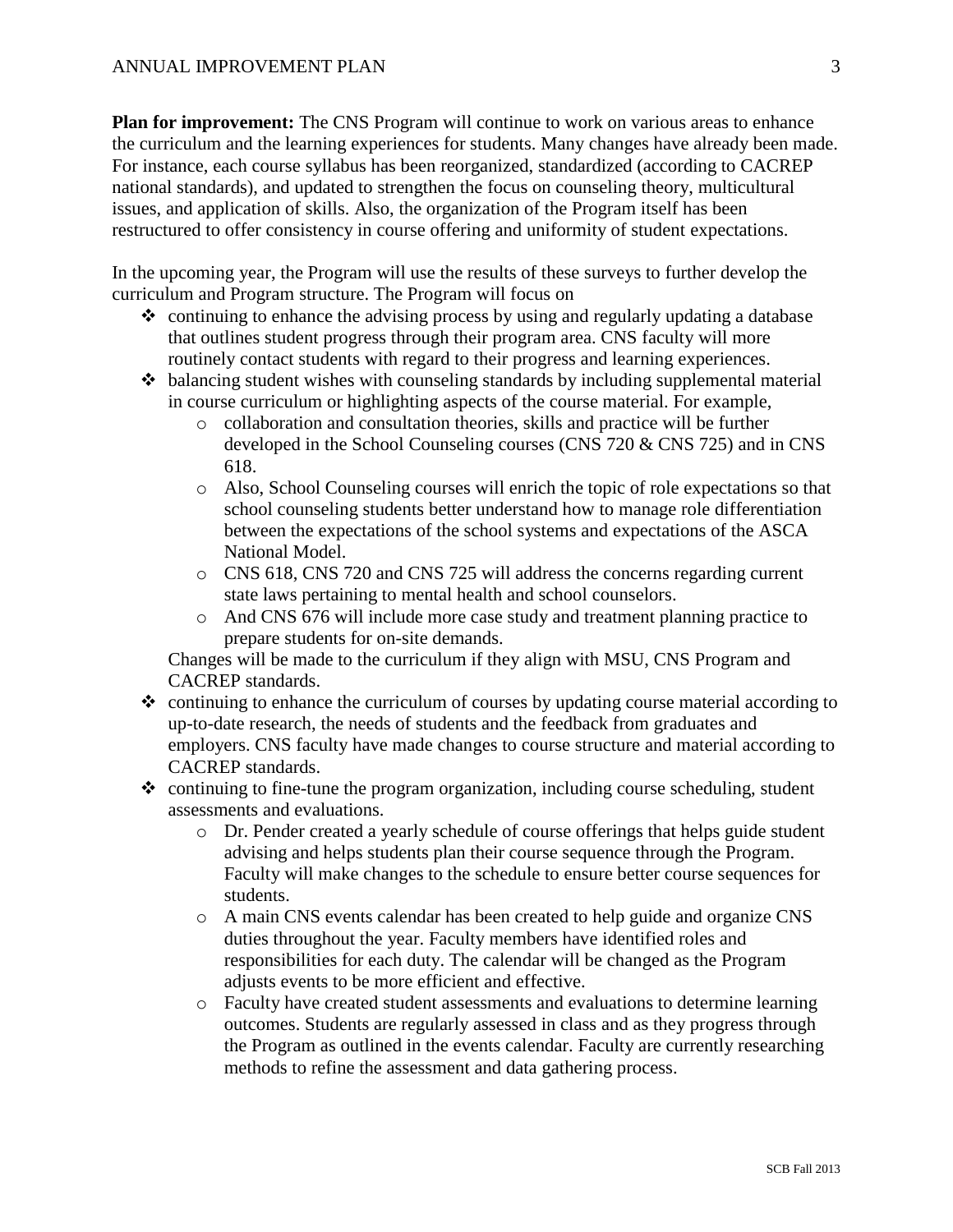**Plan for improvement:** The CNS Program will continue to work on various areas to enhance the curriculum and the learning experiences for students. Many changes have already been made. For instance, each course syllabus has been reorganized, standardized (according to CACREP national standards), and updated to strengthen the focus on counseling theory, multicultural issues, and application of skills. Also, the organization of the Program itself has been restructured to offer consistency in course offering and uniformity of student expectations.

In the upcoming year, the Program will use the results of these surveys to further develop the curriculum and Program structure. The Program will focus on

- continuing to enhance the advising process by using and regularly updating a database that outlines student progress through their program area. CNS faculty will more routinely contact students with regard to their progress and learning experiences.
- balancing student wishes with counseling standards by including supplemental material in course curriculum or highlighting aspects of the course material. For example,
  - collaboration and consultation theories, skills and practice will be further developed in the School Counseling courses (CNS 720 & CNS 725) and in CNS 618.
  - Also, School Counseling courses will enrich the topic of role expectations so that school counseling students better understand how to manage role differentiation between the expectations of the school systems and expectations of the ASCA National Model.
  - CNS 618, CNS 720 and CNS 725 will address the concerns regarding current state laws pertaining to mental health and school counselors.
  - And CNS 676 will include more case study and treatment planning practice to prepare students for on-site demands.

  Changes will be made to the curriculum if they align with MSU, CNS Program and CACREP standards.
- continuing to enhance the curriculum of courses by updating course material according to up-to-date research, the needs of students and the feedback from graduates and employers. CNS faculty have made changes to course structure and material according to CACREP standards.
- continuing to fine-tune the program organization, including course scheduling, student assessments and evaluations.
  - Dr. Pender created a yearly schedule of course offerings that helps guide student advising and helps students plan their course sequence through the Program. Faculty will make changes to the schedule to ensure better course sequences for students.
  - A main CNS events calendar has been created to help guide and organize CNS duties throughout the year. Faculty members have identified roles and responsibilities for each duty. The calendar will be changed as the Program adjusts events to be more efficient and effective.
  - Faculty have created student assessments and evaluations to determine learning outcomes. Students are regularly assessed in class and as they progress through the Program as outlined in the events calendar. Faculty are currently researching methods to refine the assessment and data gathering process.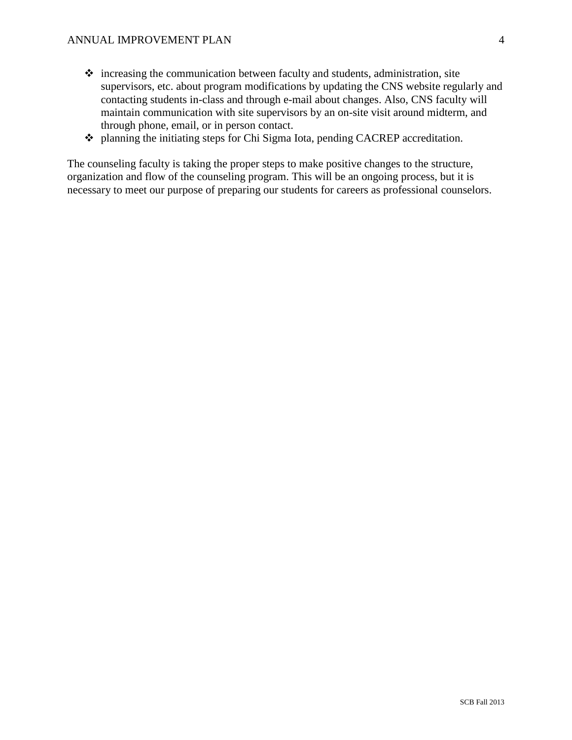- increasing the communication between faculty and students, administration, site supervisors, etc. about program modifications by updating the CNS website regularly and contacting students in-class and through e-mail about changes. Also, CNS faculty will maintain communication with site supervisors by an on-site visit around midterm, and through phone, email, or in person contact.
- planning the initiating steps for Chi Sigma Iota, pending CACREP accreditation.

The counseling faculty is taking the proper steps to make positive changes to the structure, organization and flow of the counseling program. This will be an ongoing process, but it is necessary to meet our purpose of preparing our students for careers as professional counselors.